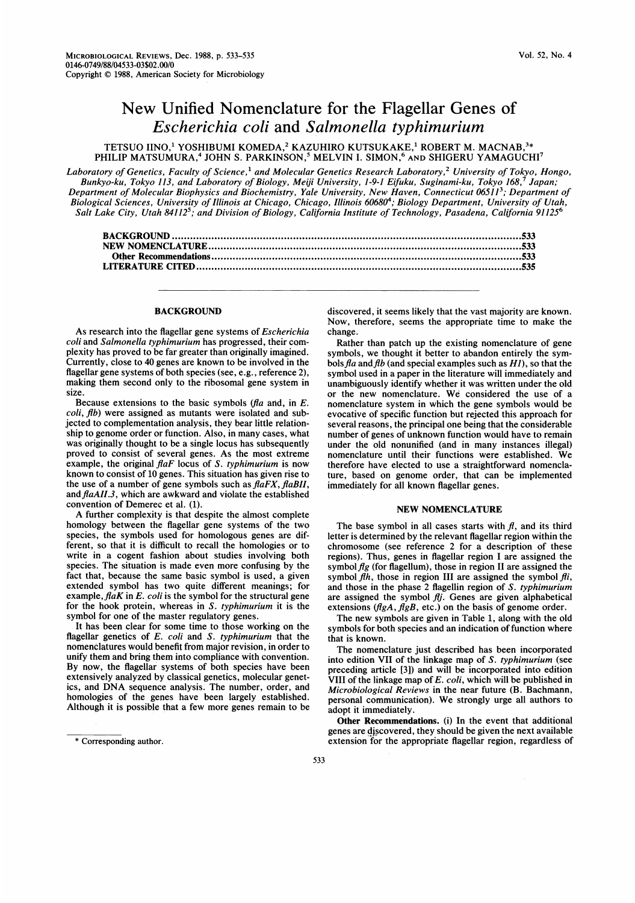# New Unified Nomenclature for the Flagellar Genes of *Escherichia coli* and *Salmonella typhimurium*

TETSUO IINO,[1] YOSHIBUMI KOMEDA,[2] KAZUHIRO KUTSUKAKE,[1] ROBERT M. MACNAB,[3]* PHILIP MATSUMURA,[4] JOHN S. PARKINSON,[5] MELVIN I. SIMON,[6] AND SHIGERU YAMAGUCHI[7]

*Laboratory of Genetics, Faculty of Science,[1] and Molecular Genetics Research Laboratory,[2] University of Tokyo, Hongo, Bunkyo-ku, Tokyo 113, and Laboratory of Biology, Meiji University, 1-9-1 Eifuku, Suginami-ku, Tokyo 168,[7] Japan; Department of Molecular Biophysics and Biochemistry, Yale University, New Haven, Connecticut 06511[3]; Department of Biological Sciences, University of Illinois at Chicago, Chicago, Illinois 60680[4]; Biology Department, University of Utah, Salt Lake City, Utah 84112[5]; and Division of Biology, California Institute of Technology, Pasadena, California 91125[6]*

BACKGROUND ........................................................ 533
NEW NOMENCLATURE .................................................. 533
Other Recommendations ............................................. 533
LITERATURE CITED .................................................. 535

## BACKGROUND

As research into the flagellar gene systems of *Escherichia coli* and *Salmonella typhimurium* has progressed, their complexity has proved to be far greater than originally imagined. Currently, close to 40 genes are known to be involved in the flagellar gene systems of both species (see, e.g., reference 2), making them second only to the ribosomal gene system in size.

Because extensions to the basic symbols (*fla* and, in *E. coli*, *flb*) were assigned as mutants were isolated and subjected to complementation analysis, they bear little relationship to genome order or function. Also, in many cases, what was originally thought to be a single locus has subsequently proved to consist of several genes. As the most extreme example, the original *flaF* locus of *S. typhimurium* is now known to consist of 10 genes. This situation has given rise to the use of a number of gene symbols such as *flaFX*, *flaBII*, and *flaAII.3*, which are awkward and violate the established convention of Demerec et al. (1).

A further complexity is that despite the almost complete homology between the flagellar gene systems of the two species, the symbols used for homologous genes are different, so that it is difficult to recall the homologies or to write in a cogent fashion about studies involving both species. The situation is made even more confusing by the fact that, because the same basic symbol is used, a given extended symbol has two quite different meanings; for example, *flaK* in *E. coli* is the symbol for the structural gene for the hook protein, whereas in *S. typhimurium* it is the symbol for one of the master regulatory genes.

It has been clear for some time to those working on the flagellar genetics of *E. coli* and *S. typhimurium* that the nomenclatures would benefit from major revision, in order to unify them and bring them into compliance with convention. By now, the flagellar systems of both species have been extensively analyzed by classical genetics, molecular genetics, and DNA sequence analysis. The number, order, and homologies of the genes have been largely established. Although it is possible that a few more genes remain to be discovered, it seems likely that the vast majority are known. Now, therefore, seems the appropriate time to make the change.

Rather than patch up the existing nomenclature of gene symbols, we thought it better to abandon entirely the symbols *fla* and *flb* (and special examples such as *H1*), so that the symbol used in a paper in the literature will immediately and unambiguously identify whether it was written under the old or the new nomenclature. We considered the use of a nomenclature system in which the gene symbols would be evocative of specific function but rejected this approach for several reasons, the principal one being that the considerable number of genes of unknown function would have to remain under the old nonunified (and in many instances illegal) nomenclature until their functions were established. We therefore have elected to use a straightforward nomenclature, based on genome order, that can be implemented immediately for all known flagellar genes.

## NEW NOMENCLATURE

The base symbol in all cases starts with *fl*, and its third letter is determined by the relevant flagellar region within the chromosome (see reference 2 for a description of these regions). Thus, genes in flagellar region I are assigned the symbol *flg* (for flagellum), those in region II are assigned the symbol *flh*, those in region III are assigned the symbol *fli*, and those in the phase 2 flagellin region of *S. typhimurium* are assigned the symbol *flj*. Genes are given alphabetical extensions (*flgA*, *flgB*, etc.) on the basis of genome order.

The new symbols are given in Table 1, along with the old symbols for both species and an indication of function where that is known.

The nomenclature just described has been incorporated into edition VII of the linkage map of *S. typhimurium* (see preceding article [3]) and will be incorporated into edition VIII of the linkage map of *E. coli*, which will be published in *Microbiological Reviews* in the near future (B. Bachmann, personal communication). We strongly urge all authors to adopt it immediately.

**Other Recommendations.** (i) In the event that additional genes are discovered, they should be given the next available extension for the appropriate flagellar region, regardless of

\* Corresponding author.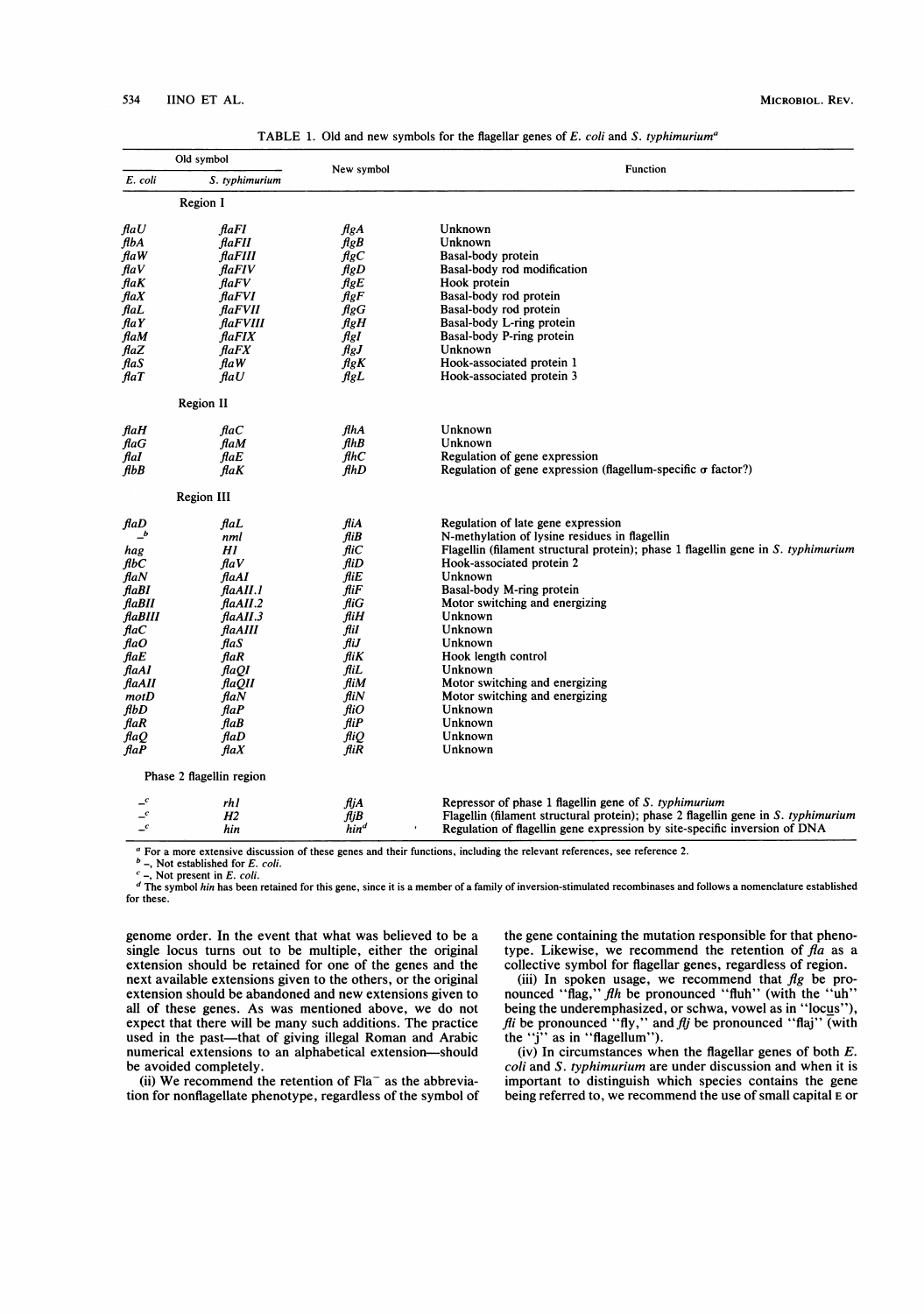TABLE 1. Old and new symbols for the flagellar genes of *E. coli* and *S. typhimurium*[a]

| Old symbol | | New symbol | Function |
|---|---|---|---|
| *E. coli* | *S. typhimurium* | | |
| | Region I | | |
| *flaU* | *flaFI* | *flgA* | Unknown |
| *flbA* | *flaFII* | *flgB* | Unknown |
| *flaW* | *flaFIII* | *flgC* | Basal-body protein |
| *flaV* | *flaFIV* | *flgD* | Basal-body rod modification |
| *flaK* | *flaFV* | *flgE* | Hook protein |
| *flaX* | *flaFVI* | *flgF* | Basal-body rod protein |
| *flaL* | *flaFVII* | *flgG* | Basal-body rod protein |
| *flaY* | *flaFVIII* | *flgH* | Basal-body L-ring protein |
| *flaM* | *flaFIX* | *flgI* | Basal-body P-ring protein |
| *flaZ* | *flaFX* | *flgJ* | Unknown |
| *flaS* | *flaW* | *flgK* | Hook-associated protein 1 |
| *flaT* | *flaU* | *flgL* | Hook-associated protein 3 |
| | Region II | | |
| *flaH* | *flaC* | *flhA* | Unknown |
| *flaG* | *flaM* | *flhB* | Unknown |
| *flaI* | *flaE* | *flhC* | Regulation of gene expression |
| *flbB* | *flaK* | *flhD* | Regulation of gene expression (flagellum-specific σ factor?) |
| | Region III | | |
| *flaD* | *flaL* | *fliA* | Regulation of late gene expression |
| –[b] | *nml* | *fliB* | N-methylation of lysine residues in flagellin |
| *hag* | *H1* | *fliC* | Flagellin (filament structural protein); phase 1 flagellin gene in *S. typhimurium* |
| *flbC* | *flaV* | *fliD* | Hook-associated protein 2 |
| *flaN* | *flaAI* | *fliE* | Unknown |
| *flaBI* | *flaAII.1* | *fliF* | Basal-body M-ring protein |
| *flaBII* | *flaAII.2* | *fliG* | Motor switching and energizing |
| *flaBIII* | *flaAII.3* | *fliH* | Unknown |
| *flaC* | *flaAIII* | *fliI* | Unknown |
| *flaO* | *flaS* | *fliJ* | Unknown |
| *flaE* | *flaR* | *fliK* | Hook length control |
| *flaAI* | *flaQI* | *fliL* | Unknown |
| *flaAII* | *flaQII* | *fliM* | Motor switching and energizing |
| *motD* | *flaN* | *fliN* | Motor switching and energizing |
| *flbD* | *flaP* | *fliO* | Unknown |
| *flaR* | *flaB* | *fliP* | Unknown |
| *flaQ* | *flaD* | *fliQ* | Unknown |
| *flaP* | *flaX* | *fliR* | Unknown |
| | Phase 2 flagellin region | | |
| –[c] | *rh1* | *fljA* | Repressor of phase 1 flagellin gene of *S. typhimurium* |
| –[c] | *H2* | *fljB* | Flagellin (filament structural protein); phase 2 flagellin gene in *S. typhimurium* |
| –[c] | *hin* | *hin*[d] | Regulation of flagellin gene expression by site-specific inversion of DNA |

[a] For a more extensive discussion of these genes and their functions, including the relevant references, see reference 2.

[b] –, Not established for *E. coli*.

[c] –, Not present in *E. coli*.

[d] The symbol *hin* has been retained for this gene, since it is a member of a family of inversion-stimulated recombinases and follows a nomenclature established for these.

genome order. In the event that what was believed to be a single locus turns out to be multiple, either the original extension should be retained for one of the genes and the next available extensions given to the others, or the original extension should be abandoned and new extensions given to all of these genes. As was mentioned above, we do not expect that there will be many such additions. The practice used in the past—that of giving illegal Roman and Arabic numerical extensions to an alphabetical extension—should be avoided completely.

(ii) We recommend the retention of Fla⁻ as the abbreviation for nonflagellate phenotype, regardless of the symbol of the gene containing the mutation responsible for that phenotype. Likewise, we recommend the retention of *fla* as a collective symbol for flagellar genes, regardless of region.

(iii) In spoken usage, we recommend that *flg* be pronounced "flag," *flh* be pronounced "fluh" (with the "uh" being the underemphasized, or schwa, vowel as in "loc<u>us</u>"), *fli* be pronounced "fly," and *flj* be pronounced "flaj" (with the "j" as in "flagellum").

(iv) In circumstances when the flagellar genes of both *E. coli* and *S. typhimurium* are under discussion and when it is important to distinguish which species contains the gene being referred to, we recommend the use of small capital E or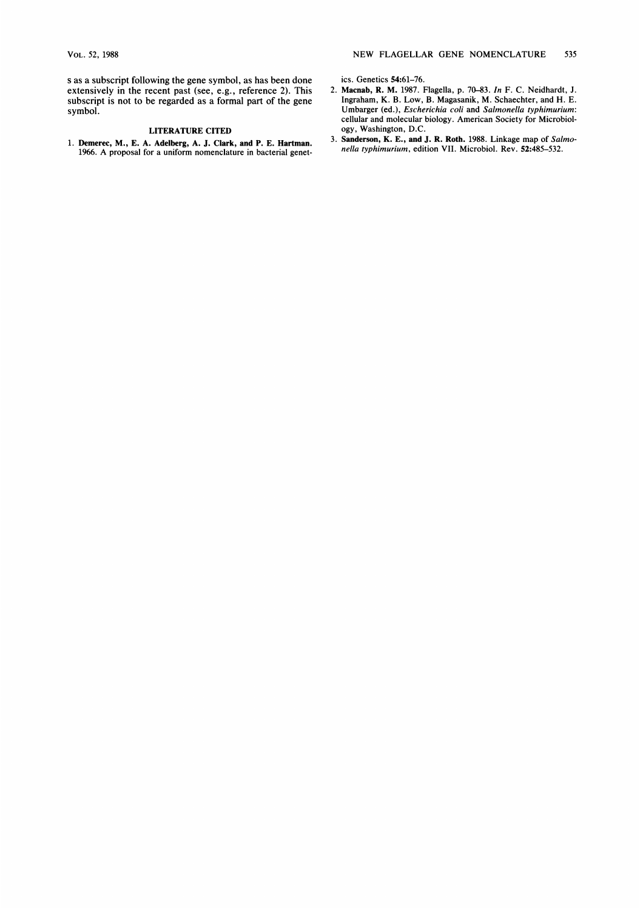s as a subscript following the gene symbol, as has been done extensively in the recent past (see, e.g., reference 2). This subscript is not to be regarded as a formal part of the gene symbol.

## LITERATURE CITED

1. **Demerec, M., E. A. Adelberg, A. J. Clark, and P. E. Hartman.** 1966. A proposal for a uniform nomenclature in bacterial genetics. Genetics **54**:61–76.
2. **Macnab, R. M.** 1987. Flagella, p. 70–83. *In* F. C. Neidhardt, J. Ingraham, K. B. Low, B. Magasanik, M. Schaechter, and H. E. Umbarger (ed.), *Escherichia coli* and *Salmonella typhimurium*: cellular and molecular biology. American Society for Microbiology, Washington, D.C.
3. **Sanderson, K. E., and J. R. Roth.** 1988. Linkage map of *Salmonella typhimurium*, edition VII. Microbiol. Rev. **52**:485–532.